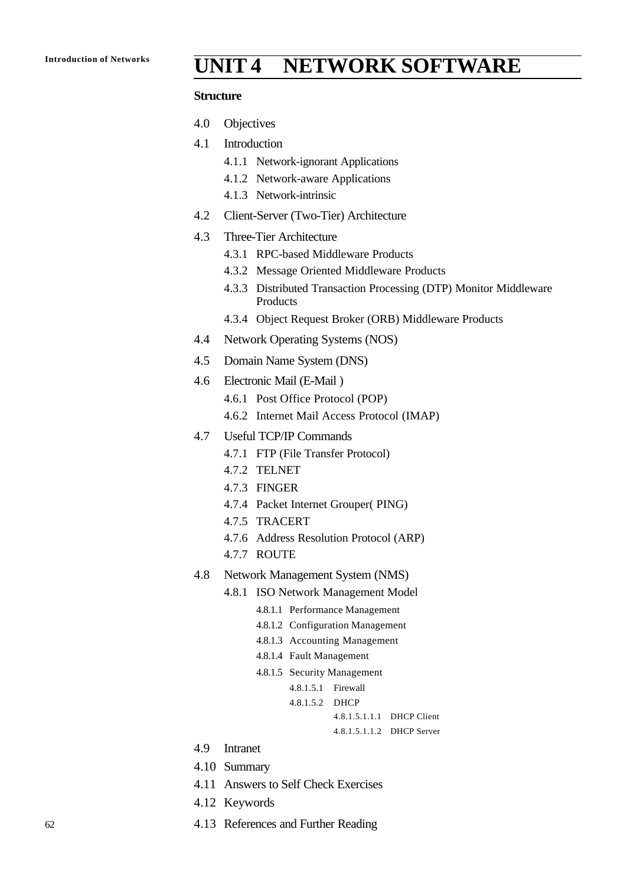# UNIT 4 NETWORK SOFTWARE

**Structure**

- 4.0 Objectives
- 4.1 Introduction
  - 4.1.1 Network-ignorant Applications
  - 4.1.2 Network-aware Applications
  - 4.1.3 Network-intrinsic
- 4.2 Client-Server (Two-Tier) Architecture
- 4.3 Three-Tier Architecture
  - 4.3.1 RPC-based Middleware Products
  - 4.3.2 Message Oriented Middleware Products
  - 4.3.3 Distributed Transaction Processing (DTP) Monitor Middleware Products
  - 4.3.4 Object Request Broker (ORB) Middleware Products
- 4.4 Network Operating Systems (NOS)
- 4.5 Domain Name System (DNS)
- 4.6 Electronic Mail (E-Mail )
  - 4.6.1 Post Office Protocol (POP)
  - 4.6.2 Internet Mail Access Protocol (IMAP)
- 4.7 Useful TCP/IP Commands
  - 4.7.1 FTP (File Transfer Protocol)
  - 4.7.2 TELNET
  - 4.7.3 FINGER
  - 4.7.4 Packet Internet Grouper( PING)
  - 4.7.5 TRACERT
  - 4.7.6 Address Resolution Protocol (ARP)
  - 4.7.7 ROUTE
- 4.8 Network Management System (NMS)
  - 4.8.1 ISO Network Management Model
    - 4.8.1.1 Performance Management
    - 4.8.1.2 Configuration Management
    - 4.8.1.3 Accounting Management
    - 4.8.1.4 Fault Management
    - 4.8.1.5 Security Management
      - 4.8.1.5.1 Firewall
      - 4.8.1.5.2 DHCP
        - 4.8.1.5.1.1.1 DHCP Client
        - 4.8.1.5.1.1.2 DHCP Server
- 4.9 Intranet
- 4.10 Summary
- 4.11 Answers to Self Check Exercises
- 4.12 Keywords
- 4.13 References and Further Reading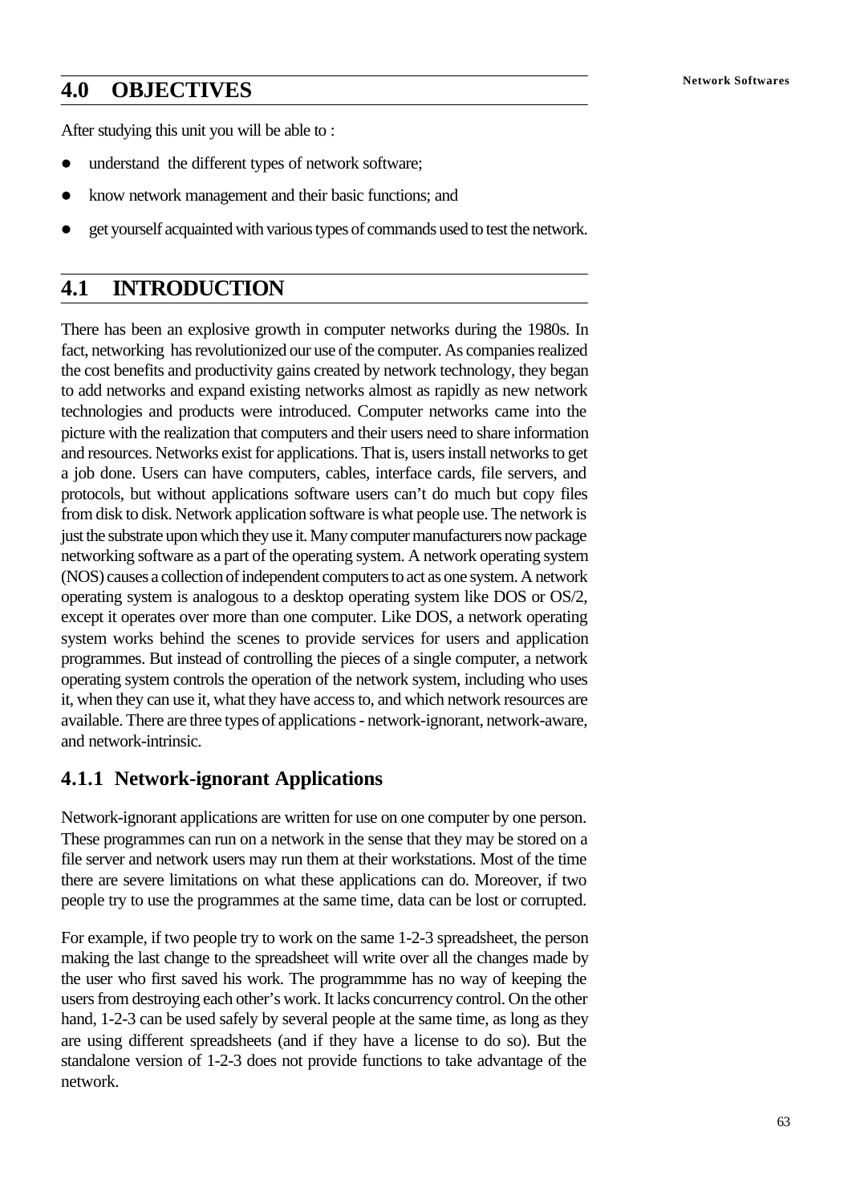## 4.0 OBJECTIVES

After studying this unit you will be able to :

- understand the different types of network software;
- know network management and their basic functions; and
- get yourself acquainted with various types of commands used to test the network.

## 4.1 INTRODUCTION

There has been an explosive growth in computer networks during the 1980s. In fact, networking has revolutionized our use of the computer. As companies realized the cost benefits and productivity gains created by network technology, they began to add networks and expand existing networks almost as rapidly as new network technologies and products were introduced. Computer networks came into the picture with the realization that computers and their users need to share information and resources. Networks exist for applications. That is, users install networks to get a job done. Users can have computers, cables, interface cards, file servers, and protocols, but without applications software users can't do much but copy files from disk to disk. Network application software is what people use. The network is just the substrate upon which they use it. Many computer manufacturers now package networking software as a part of the operating system. A network operating system (NOS) causes a collection of independent computers to act as one system. A network operating system is analogous to a desktop operating system like DOS or OS/2, except it operates over more than one computer. Like DOS, a network operating system works behind the scenes to provide services for users and application programmes. But instead of controlling the pieces of a single computer, a network operating system controls the operation of the network system, including who uses it, when they can use it, what they have access to, and which network resources are available. There are three types of applications - network-ignorant, network-aware, and network-intrinsic.

### 4.1.1 Network-ignorant Applications

Network-ignorant applications are written for use on one computer by one person. These programmes can run on a network in the sense that they may be stored on a file server and network users may run them at their workstations. Most of the time there are severe limitations on what these applications can do. Moreover, if two people try to use the programmes at the same time, data can be lost or corrupted.

For example, if two people try to work on the same 1-2-3 spreadsheet, the person making the last change to the spreadsheet will write over all the changes made by the user who first saved his work. The programmme has no way of keeping the users from destroying each other's work. It lacks concurrency control. On the other hand, 1-2-3 can be used safely by several people at the same time, as long as they are using different spreadsheets (and if they have a license to do so). But the standalone version of 1-2-3 does not provide functions to take advantage of the network.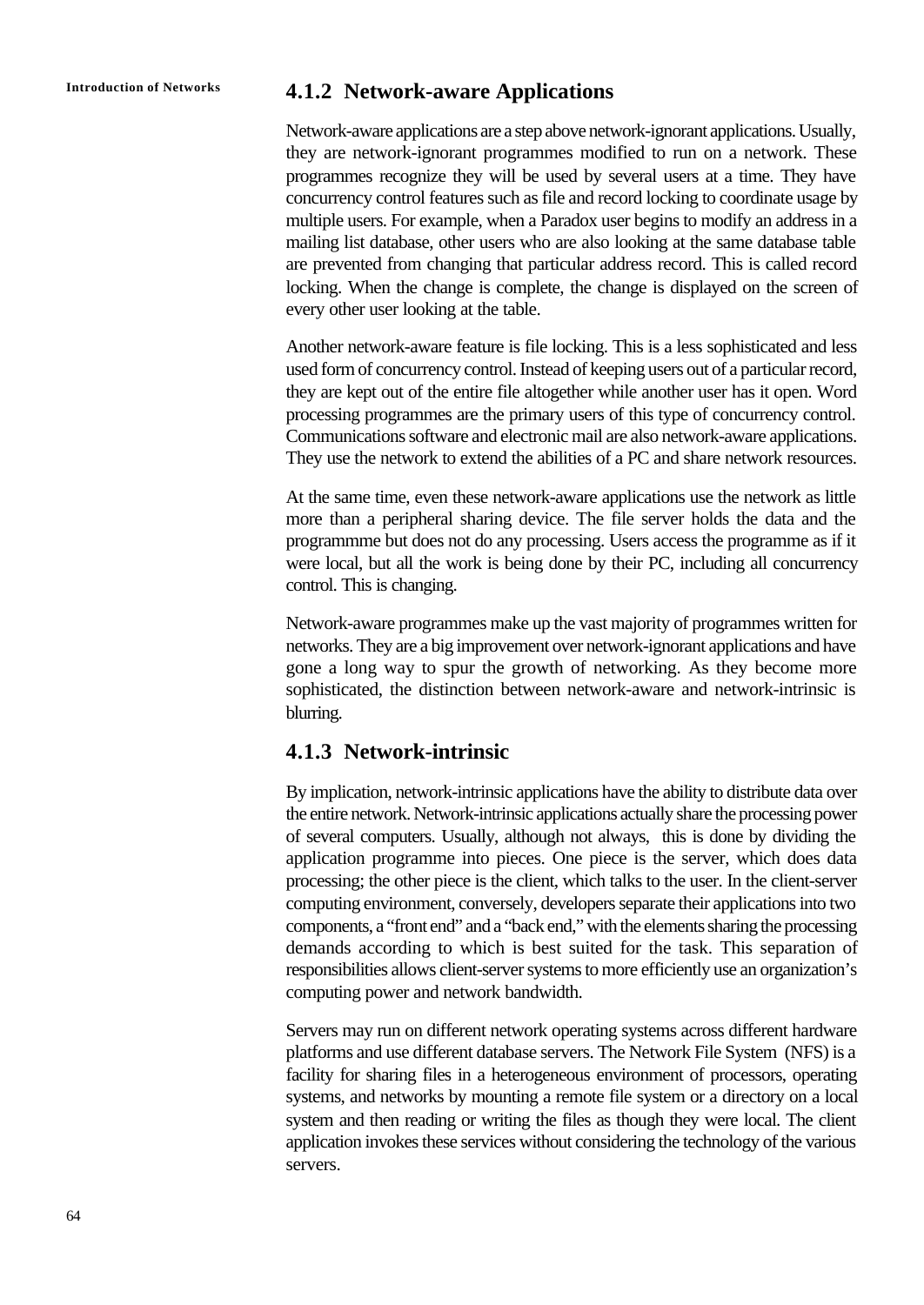### 4.1.2 Network-aware Applications

Network-aware applications are a step above network-ignorant applications. Usually, they are network-ignorant programmes modified to run on a network. These programmes recognize they will be used by several users at a time. They have concurrency control features such as file and record locking to coordinate usage by multiple users. For example, when a Paradox user begins to modify an address in a mailing list database, other users who are also looking at the same database table are prevented from changing that particular address record. This is called record locking. When the change is complete, the change is displayed on the screen of every other user looking at the table.

Another network-aware feature is file locking. This is a less sophisticated and less used form of concurrency control. Instead of keeping users out of a particular record, they are kept out of the entire file altogether while another user has it open. Word processing programmes are the primary users of this type of concurrency control. Communications software and electronic mail are also network-aware applications. They use the network to extend the abilities of a PC and share network resources.

At the same time, even these network-aware applications use the network as little more than a peripheral sharing device. The file server holds the data and the programmme but does not do any processing. Users access the programme as if it were local, but all the work is being done by their PC, including all concurrency control. This is changing.

Network-aware programmes make up the vast majority of programmes written for networks. They are a big improvement over network-ignorant applications and have gone a long way to spur the growth of networking. As they become more sophisticated, the distinction between network-aware and network-intrinsic is blurring.

### 4.1.3 Network-intrinsic

By implication, network-intrinsic applications have the ability to distribute data over the entire network. Network-intrinsic applications actually share the processing power of several computers. Usually, although not always, this is done by dividing the application programme into pieces. One piece is the server, which does data processing; the other piece is the client, which talks to the user. In the client-server computing environment, conversely, developers separate their applications into two components, a "front end" and a "back end," with the elements sharing the processing demands according to which is best suited for the task. This separation of responsibilities allows client-server systems to more efficiently use an organization's computing power and network bandwidth.

Servers may run on different network operating systems across different hardware platforms and use different database servers. The Network File System (NFS) is a facility for sharing files in a heterogeneous environment of processors, operating systems, and networks by mounting a remote file system or a directory on a local system and then reading or writing the files as though they were local. The client application invokes these services without considering the technology of the various servers.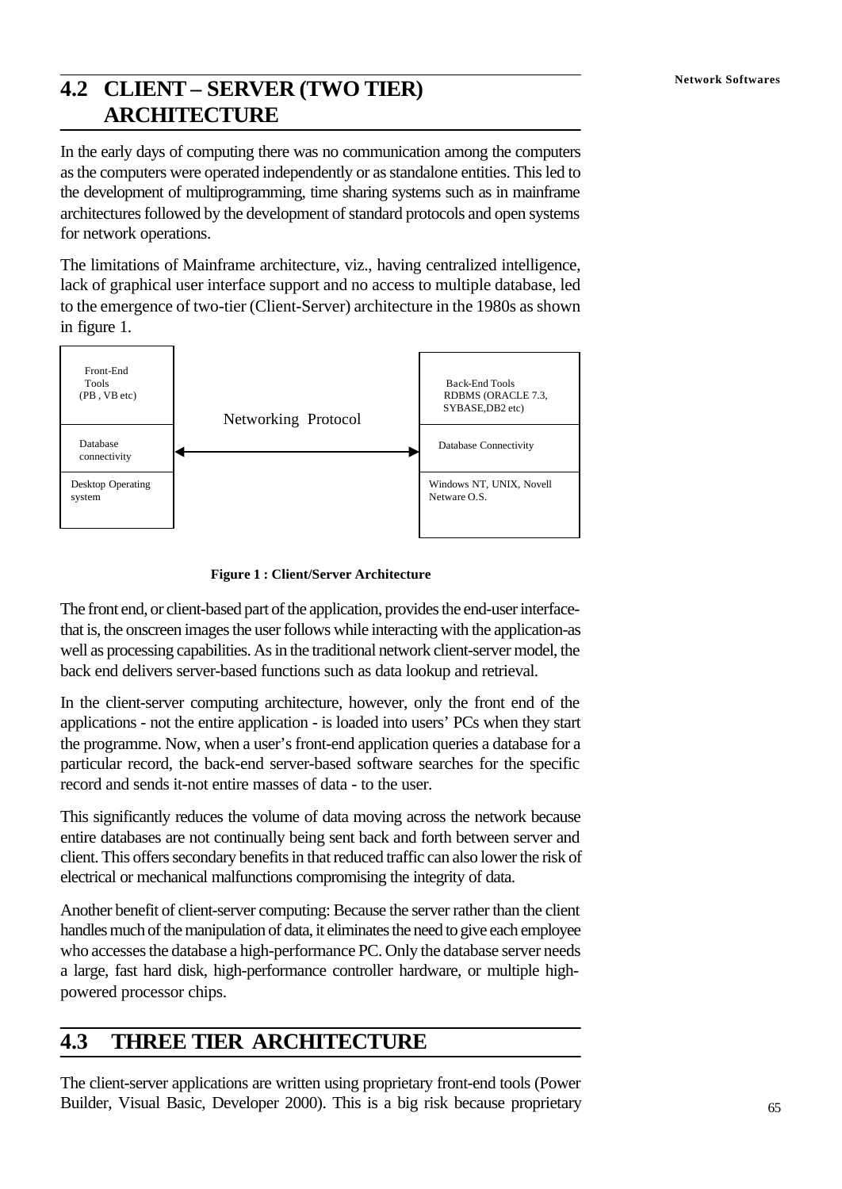## 4.2 CLIENT – SERVER (TWO TIER) ARCHITECTURE

In the early days of computing there was no communication among the computers as the computers were operated independently or as standalone entities. This led to the development of multiprogramming, time sharing systems such as in mainframe architectures followed by the development of standard protocols and open systems for network operations.

The limitations of Mainframe architecture, viz., having centralized intelligence, lack of graphical user interface support and no access to multiple database, led to the emergence of two-tier (Client-Server) architecture in the 1980s as shown in figure 1.

| Client | | Server |
|---|---|---|
| Front-End Tools (PB , VB etc) | Networking Protocol | Back-End Tools RDBMS (ORACLE 7.3, SYBASE,DB2 etc) |
| Database connectivity | ◄────────► | Database Connectivity |
| Desktop Operating system | | Windows NT, UNIX, Novell Netware O.S. |

**Figure 1 : Client/Server Architecture**

The front end, or client-based part of the application, provides the end-user interface-that is, the onscreen images the user follows while interacting with the application-as well as processing capabilities. As in the traditional network client-server model, the back end delivers server-based functions such as data lookup and retrieval.

In the client-server computing architecture, however, only the front end of the applications - not the entire application - is loaded into users' PCs when they start the programme. Now, when a user's front-end application queries a database for a particular record, the back-end server-based software searches for the specific record and sends it-not entire masses of data - to the user.

This significantly reduces the volume of data moving across the network because entire databases are not continually being sent back and forth between server and client. This offers secondary benefits in that reduced traffic can also lower the risk of electrical or mechanical malfunctions compromising the integrity of data.

Another benefit of client-server computing: Because the server rather than the client handles much of the manipulation of data, it eliminates the need to give each employee who accesses the database a high-performance PC. Only the database server needs a large, fast hard disk, high-performance controller hardware, or multiple high-powered processor chips.

## 4.3 THREE TIER ARCHITECTURE

The client-server applications are written using proprietary front-end tools (Power Builder, Visual Basic, Developer 2000). This is a big risk because proprietary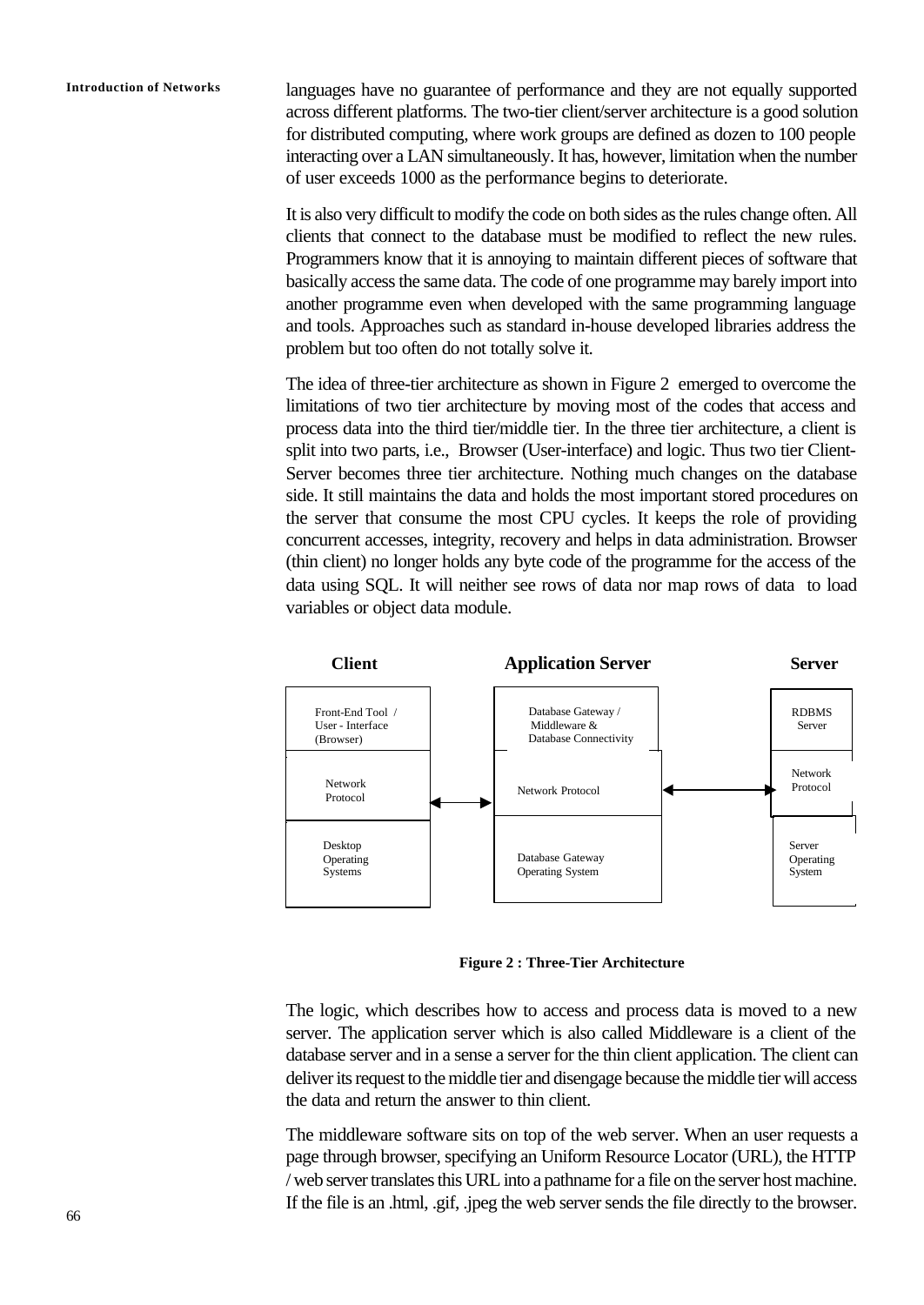languages have no guarantee of performance and they are not equally supported across different platforms. The two-tier client/server architecture is a good solution for distributed computing, where work groups are defined as dozen to 100 people interacting over a LAN simultaneously. It has, however, limitation when the number of user exceeds 1000 as the performance begins to deteriorate.

It is also very difficult to modify the code on both sides as the rules change often. All clients that connect to the database must be modified to reflect the new rules. Programmers know that it is annoying to maintain different pieces of software that basically access the same data. The code of one programme may barely import into another programme even when developed with the same programming language and tools. Approaches such as standard in-house developed libraries address the problem but too often do not totally solve it.

The idea of three-tier architecture as shown in Figure 2 emerged to overcome the limitations of two tier architecture by moving most of the codes that access and process data into the third tier/middle tier. In the three tier architecture, a client is split into two parts, i.e., Browser (User-interface) and logic. Thus two tier Client-Server becomes three tier architecture. Nothing much changes on the database side. It still maintains the data and holds the most important stored procedures on the server that consume the most CPU cycles. It keeps the role of providing concurrent accesses, integrity, recovery and helps in data administration. Browser (thin client) no longer holds any byte code of the programme for the access of the data using SQL. It will neither see rows of data nor map rows of data to load variables or object data module.

| Client | Application Server | Server |
| --- | --- | --- |
| Front-End Tool / User - Interface (Browser) | Database Gateway / Middleware & Database Connectivity | RDBMS Server |
| Network Protocol ⟷ | Network Protocol ⟷ | Network Protocol |
| Desktop Operating Systems | Database Gateway Operating System | Server Operating System |

**Figure 2 : Three-Tier Architecture**

The logic, which describes how to access and process data is moved to a new server. The application server which is also called Middleware is a client of the database server and in a sense a server for the thin client application. The client can deliver its request to the middle tier and disengage because the middle tier will access the data and return the answer to thin client.

The middleware software sits on top of the web server. When an user requests a page through browser, specifying an Uniform Resource Locator (URL), the HTTP / web server translates this URL into a pathname for a file on the server host machine. If the file is an .html, .gif, .jpeg the web server sends the file directly to the browser.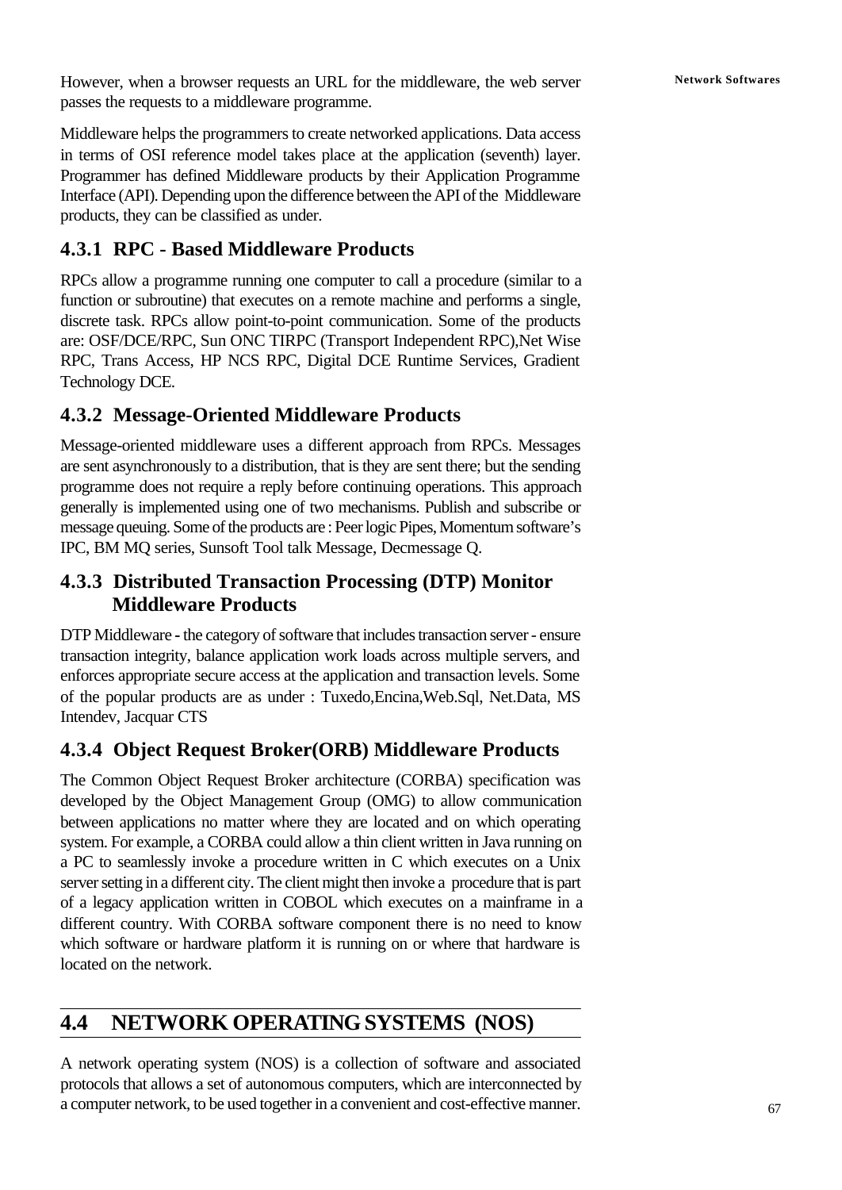However, when a browser requests an URL for the middleware, the web server passes the requests to a middleware programme.

Middleware helps the programmers to create networked applications. Data access in terms of OSI reference model takes place at the application (seventh) layer. Programmer has defined Middleware products by their Application Programme Interface (API). Depending upon the difference between the API of the Middleware products, they can be classified as under.

### 4.3.1 RPC - Based Middleware Products

RPCs allow a programme running one computer to call a procedure (similar to a function or subroutine) that executes on a remote machine and performs a single, discrete task. RPCs allow point-to-point communication. Some of the products are: OSF/DCE/RPC, Sun ONC TIRPC (Transport Independent RPC),Net Wise RPC, Trans Access, HP NCS RPC, Digital DCE Runtime Services, Gradient Technology DCE.

### 4.3.2 Message-Oriented Middleware Products

Message-oriented middleware uses a different approach from RPCs. Messages are sent asynchronously to a distribution, that is they are sent there; but the sending programme does not require a reply before continuing operations. This approach generally is implemented using one of two mechanisms. Publish and subscribe or message queuing. Some of the products are : Peer logic Pipes, Momentum software's IPC, BM MQ series, Sunsoft Tool talk Message, Decmessage Q.

### 4.3.3 Distributed Transaction Processing (DTP) Monitor Middleware Products

DTP Middleware - the category of software that includes transaction server - ensure transaction integrity, balance application work loads across multiple servers, and enforces appropriate secure access at the application and transaction levels. Some of the popular products are as under : Tuxedo,Encina,Web.Sql, Net.Data, MS Intendev, Jacquar CTS

### 4.3.4 Object Request Broker(ORB) Middleware Products

The Common Object Request Broker architecture (CORBA) specification was developed by the Object Management Group (OMG) to allow communication between applications no matter where they are located and on which operating system. For example, a CORBA could allow a thin client written in Java running on a PC to seamlessly invoke a procedure written in C which executes on a Unix server setting in a different city. The client might then invoke a procedure that is part of a legacy application written in COBOL which executes on a mainframe in a different country. With CORBA software component there is no need to know which software or hardware platform it is running on or where that hardware is located on the network.

## 4.4 NETWORK OPERATING SYSTEMS (NOS)

A network operating system (NOS) is a collection of software and associated protocols that allows a set of autonomous computers, which are interconnected by a computer network, to be used together in a convenient and cost-effective manner.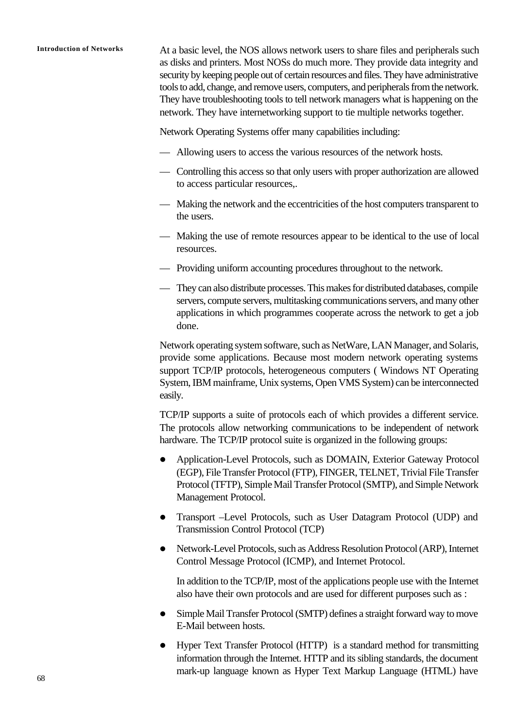At a basic level, the NOS allows network users to share files and peripherals such as disks and printers. Most NOSs do much more. They provide data integrity and security by keeping people out of certain resources and files. They have administrative tools to add, change, and remove users, computers, and peripherals from the network. They have troubleshooting tools to tell network managers what is happening on the network. They have internetworking support to tie multiple networks together.

Network Operating Systems offer many capabilities including:

- Allowing users to access the various resources of the network hosts.
- Controlling this access so that only users with proper authorization are allowed to access particular resources,.
- Making the network and the eccentricities of the host computers transparent to the users.
- Making the use of remote resources appear to be identical to the use of local resources.
- Providing uniform accounting procedures throughout to the network.
- They can also distribute processes. This makes for distributed databases, compile servers, compute servers, multitasking communications servers, and many other applications in which programmes cooperate across the network to get a job done.

Network operating system software, such as NetWare, LAN Manager, and Solaris, provide some applications. Because most modern network operating systems support TCP/IP protocols, heterogeneous computers ( Windows NT Operating System, IBM mainframe, Unix systems, Open VMS System) can be interconnected easily.

TCP/IP supports a suite of protocols each of which provides a different service. The protocols allow networking communications to be independent of network hardware. The TCP/IP protocol suite is organized in the following groups:

- Application-Level Protocols, such as DOMAIN, Exterior Gateway Protocol (EGP), File Transfer Protocol (FTP), FINGER, TELNET, Trivial File Transfer Protocol (TFTP), Simple Mail Transfer Protocol (SMTP), and Simple Network Management Protocol.
- Transport –Level Protocols, such as User Datagram Protocol (UDP) and Transmission Control Protocol (TCP)
- Network-Level Protocols, such as Address Resolution Protocol (ARP), Internet Control Message Protocol (ICMP), and Internet Protocol.

  In addition to the TCP/IP, most of the applications people use with the Internet also have their own protocols and are used for different purposes such as :

- Simple Mail Transfer Protocol (SMTP) defines a straight forward way to move E-Mail between hosts.
- Hyper Text Transfer Protocol (HTTP) is a standard method for transmitting information through the Internet. HTTP and its sibling standards, the document mark-up language known as Hyper Text Markup Language (HTML) have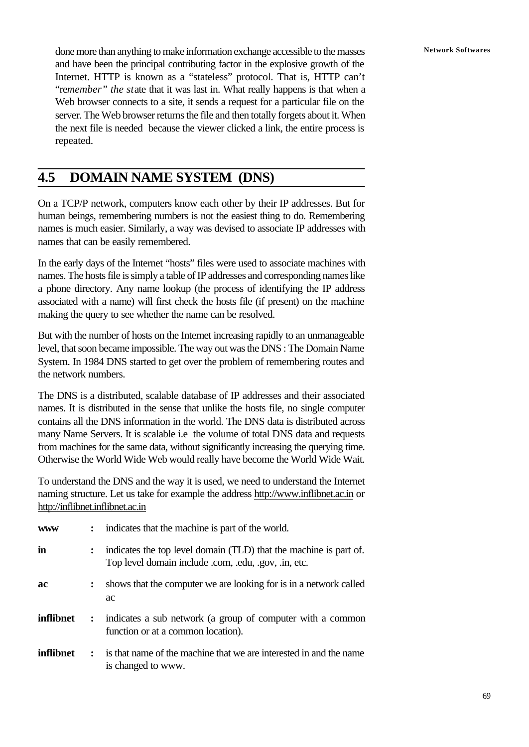done more than anything to make information exchange accessible to the masses and have been the principal contributing factor in the explosive growth of the Internet. HTTP is known as a "stateless" protocol. That is, HTTP can't "re*member" the st*ate that it was last in. What really happens is that when a Web browser connects to a site, it sends a request for a particular file on the server. The Web browser returns the file and then totally forgets about it. When the next file is needed because the viewer clicked a link, the entire process is repeated.

## 4.5 DOMAIN NAME SYSTEM (DNS)

On a TCP/P network, computers know each other by their IP addresses. But for human beings, remembering numbers is not the easiest thing to do. Remembering names is much easier. Similarly, a way was devised to associate IP addresses with names that can be easily remembered.

In the early days of the Internet "hosts" files were used to associate machines with names. The hosts file is simply a table of IP addresses and corresponding names like a phone directory. Any name lookup (the process of identifying the IP address associated with a name) will first check the hosts file (if present) on the machine making the query to see whether the name can be resolved.

But with the number of hosts on the Internet increasing rapidly to an unmanageable level, that soon became impossible. The way out was the DNS : The Domain Name System. In 1984 DNS started to get over the problem of remembering routes and the network numbers.

The DNS is a distributed, scalable database of IP addresses and their associated names. It is distributed in the sense that unlike the hosts file, no single computer contains all the DNS information in the world. The DNS data is distributed across many Name Servers. It is scalable i.e the volume of total DNS data and requests from machines for the same data, without significantly increasing the querying time. Otherwise the World Wide Web would really have become the World Wide Wait.

To understand the DNS and the way it is used, we need to understand the Internet naming structure. Let us take for example the address http://www.inflibnet.ac.in or http://inflibnet.inflibnet.ac.in

**www** : indicates that the machine is part of the world.

**in** : indicates the top level domain (TLD) that the machine is part of. Top level domain include .com, .edu, .gov, .in, etc.

**ac** : shows that the computer we are looking for is in a network called ac

**inflibnet** : indicates a sub network (a group of computer with a common function or at a common location).

**inflibnet** : is that name of the machine that we are interested in and the name is changed to www.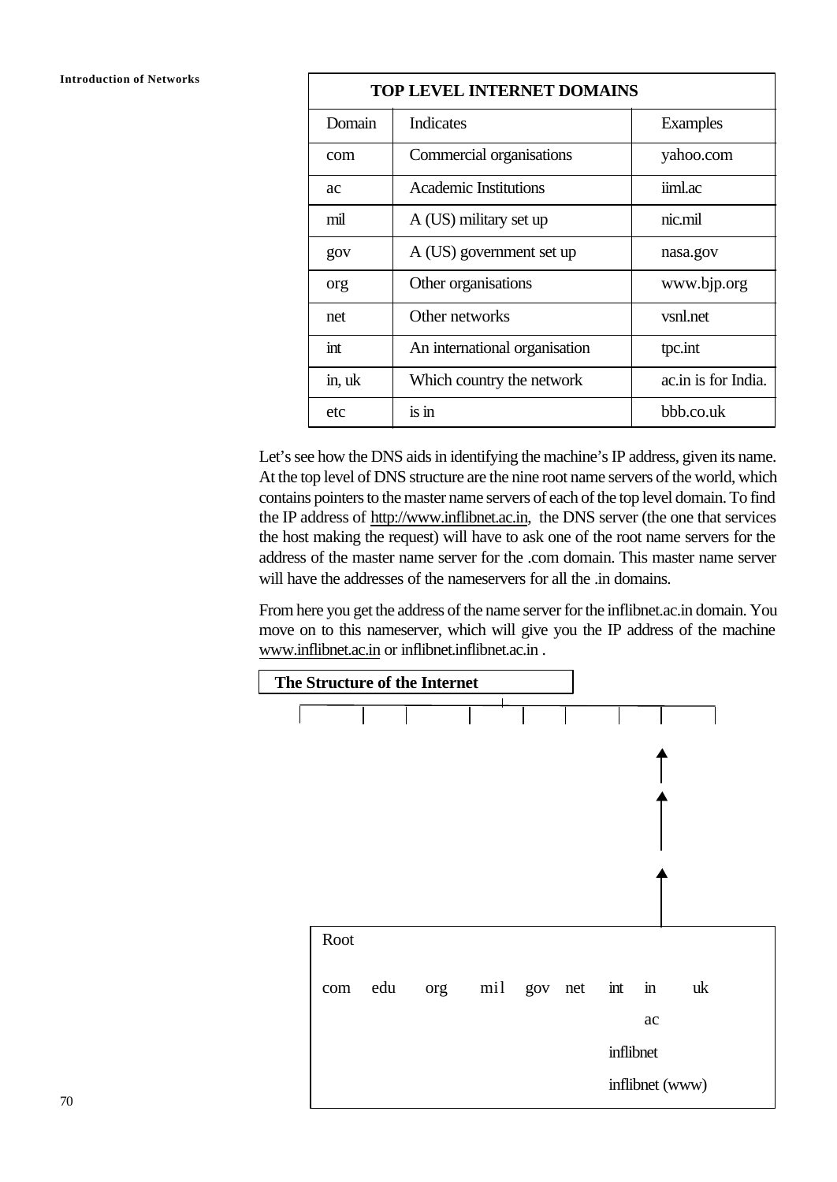| TOP LEVEL INTERNET DOMAINS | | |
|---|---|---|
| Domain | Indicates | Examples |
| com | Commercial organisations | yahoo.com |
| ac | Academic Institutions | iiml.ac |
| mil | A (US) military set up | nic.mil |
| gov | A (US) government set up | nasa.gov |
| org | Other organisations | www.bjp.org |
| net | Other networks | vsnl.net |
| int | An international organisation | tpc.int |
| in, uk | Which country the network | ac.in is for India. |
| etc | is in | bbb.co.uk |

Let's see how the DNS aids in identifying the machine's IP address, given its name. At the top level of DNS structure are the nine root name servers of the world, which contains pointers to the master name servers of each of the top level domain. To find the IP address of http://www.inflibnet.ac.in, the DNS server (the one that services the host making the request) will have to ask one of the root name servers for the address of the master name server for the .com domain. This master name server will have the addresses of the nameservers for all the .in domains.

From here you get the address of the name server for the inflibnet.ac.in domain. You move on to this nameserver, which will give you the IP address of the machine www.inflibnet.ac.in or inflibnet.inflibnet.ac.in .

**The Structure of the Internet**

Root

com edu org mil gov net int in uk

ac

inflibnet

inflibnet (www)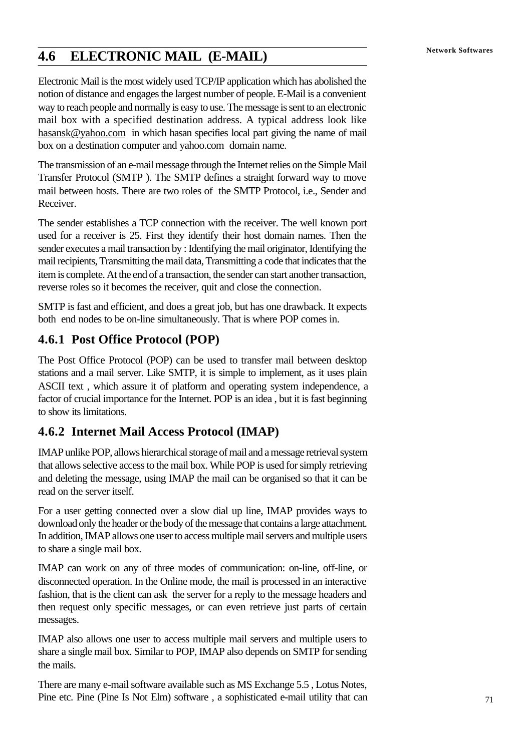## 4.6 ELECTRONIC MAIL (E-MAIL)

Electronic Mail is the most widely used TCP/IP application which has abolished the notion of distance and engages the largest number of people. E-Mail is a convenient way to reach people and normally is easy to use. The message is sent to an electronic mail box with a specified destination address. A typical address look like hasansk@yahoo.com in which hasan specifies local part giving the name of mail box on a destination computer and yahoo.com domain name.

The transmission of an e-mail message through the Internet relies on the Simple Mail Transfer Protocol (SMTP ). The SMTP defines a straight forward way to move mail between hosts. There are two roles of the SMTP Protocol, i.e., Sender and Receiver.

The sender establishes a TCP connection with the receiver. The well known port used for a receiver is 25. First they identify their host domain names. Then the sender executes a mail transaction by : Identifying the mail originator, Identifying the mail recipients, Transmitting the mail data, Transmitting a code that indicates that the item is complete. At the end of a transaction, the sender can start another transaction, reverse roles so it becomes the receiver, quit and close the connection.

SMTP is fast and efficient, and does a great job, but has one drawback. It expects both end nodes to be on-line simultaneously. That is where POP comes in.

### 4.6.1 Post Office Protocol (POP)

The Post Office Protocol (POP) can be used to transfer mail between desktop stations and a mail server. Like SMTP, it is simple to implement, as it uses plain ASCII text , which assure it of platform and operating system independence, a factor of crucial importance for the Internet. POP is an idea , but it is fast beginning to show its limitations.

### 4.6.2 Internet Mail Access Protocol (IMAP)

IMAP unlike POP, allows hierarchical storage of mail and a message retrieval system that allows selective access to the mail box. While POP is used for simply retrieving and deleting the message, using IMAP the mail can be organised so that it can be read on the server itself.

For a user getting connected over a slow dial up line, IMAP provides ways to download only the header or the body of the message that contains a large attachment. In addition, IMAP allows one user to access multiple mail servers and multiple users to share a single mail box.

IMAP can work on any of three modes of communication: on-line, off-line, or disconnected operation. In the Online mode, the mail is processed in an interactive fashion, that is the client can ask the server for a reply to the message headers and then request only specific messages, or can even retrieve just parts of certain messages.

IMAP also allows one user to access multiple mail servers and multiple users to share a single mail box. Similar to POP, IMAP also depends on SMTP for sending the mails.

There are many e-mail software available such as MS Exchange 5.5 , Lotus Notes, Pine etc. Pine (Pine Is Not Elm) software , a sophisticated e-mail utility that can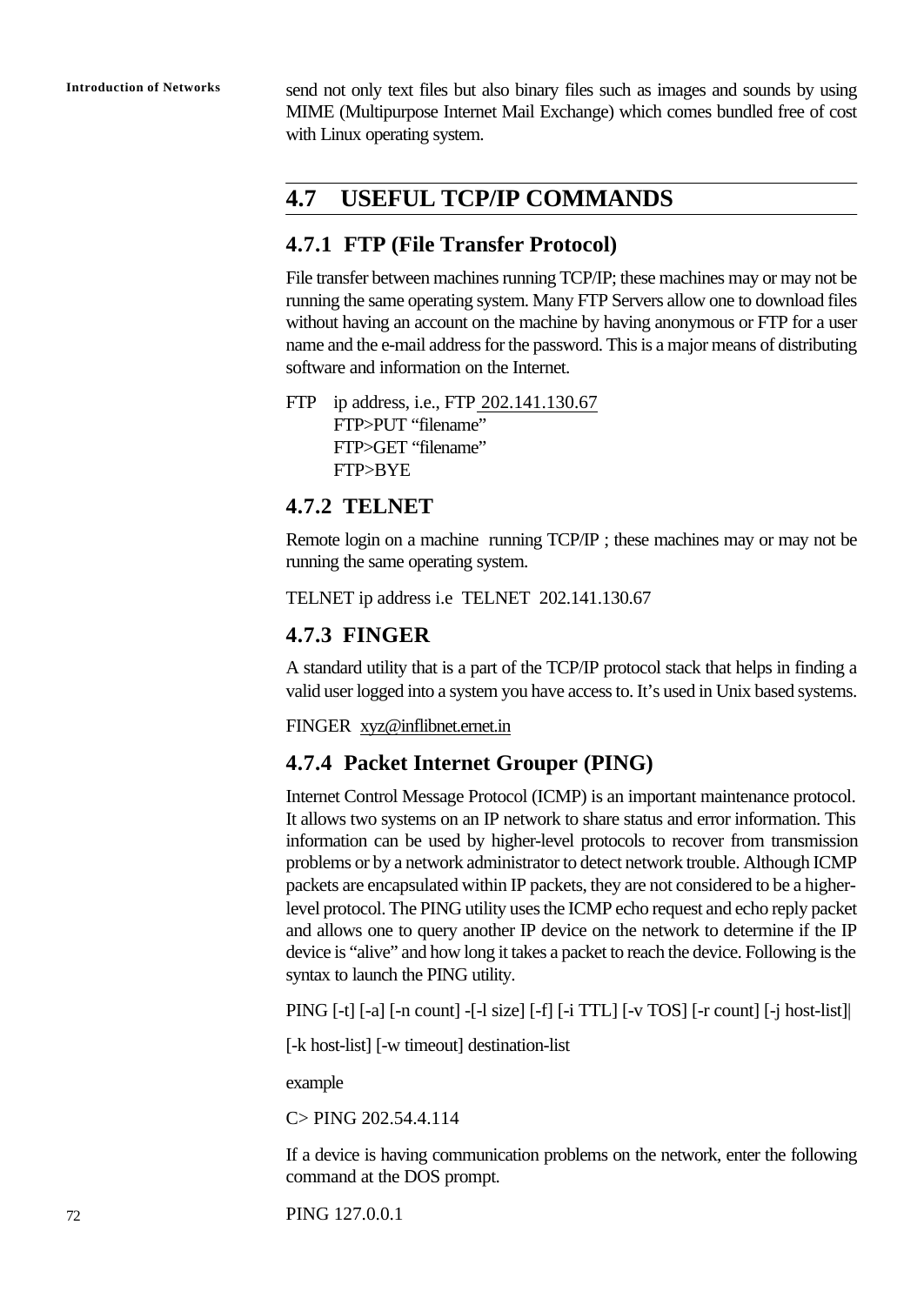send not only text files but also binary files such as images and sounds by using MIME (Multipurpose Internet Mail Exchange) which comes bundled free of cost with Linux operating system.

## 4.7 USEFUL TCP/IP COMMANDS

### 4.7.1 FTP (File Transfer Protocol)

File transfer between machines running TCP/IP; these machines may or may not be running the same operating system. Many FTP Servers allow one to download files without having an account on the machine by having anonymous or FTP for a user name and the e-mail address for the password. This is a major means of distributing software and information on the Internet.

FTP ip address, i.e., FTP 202.141.130.67
FTP>PUT "filename"
FTP>GET "filename"
FTP>BYE

### 4.7.2 TELNET

Remote login on a machine running TCP/IP ; these machines may or may not be running the same operating system.

TELNET ip address i.e TELNET 202.141.130.67

### 4.7.3 FINGER

A standard utility that is a part of the TCP/IP protocol stack that helps in finding a valid user logged into a system you have access to. It's used in Unix based systems.

FINGER xyz@inflibnet.ernet.in

### 4.7.4 Packet Internet Grouper (PING)

Internet Control Message Protocol (ICMP) is an important maintenance protocol. It allows two systems on an IP network to share status and error information. This information can be used by higher-level protocols to recover from transmission problems or by a network administrator to detect network trouble. Although ICMP packets are encapsulated within IP packets, they are not considered to be a higher-level protocol. The PING utility uses the ICMP echo request and echo reply packet and allows one to query another IP device on the network to determine if the IP device is "alive" and how long it takes a packet to reach the device. Following is the syntax to launch the PING utility.

PING [-t] [-a] [-n count] -[-l size] [-f] [-i TTL] [-v TOS] [-r count] [-j host-list]|

[-k host-list] [-w timeout] destination-list

example

C> PING 202.54.4.114

If a device is having communication problems on the network, enter the following command at the DOS prompt.

PING 127.0.0.1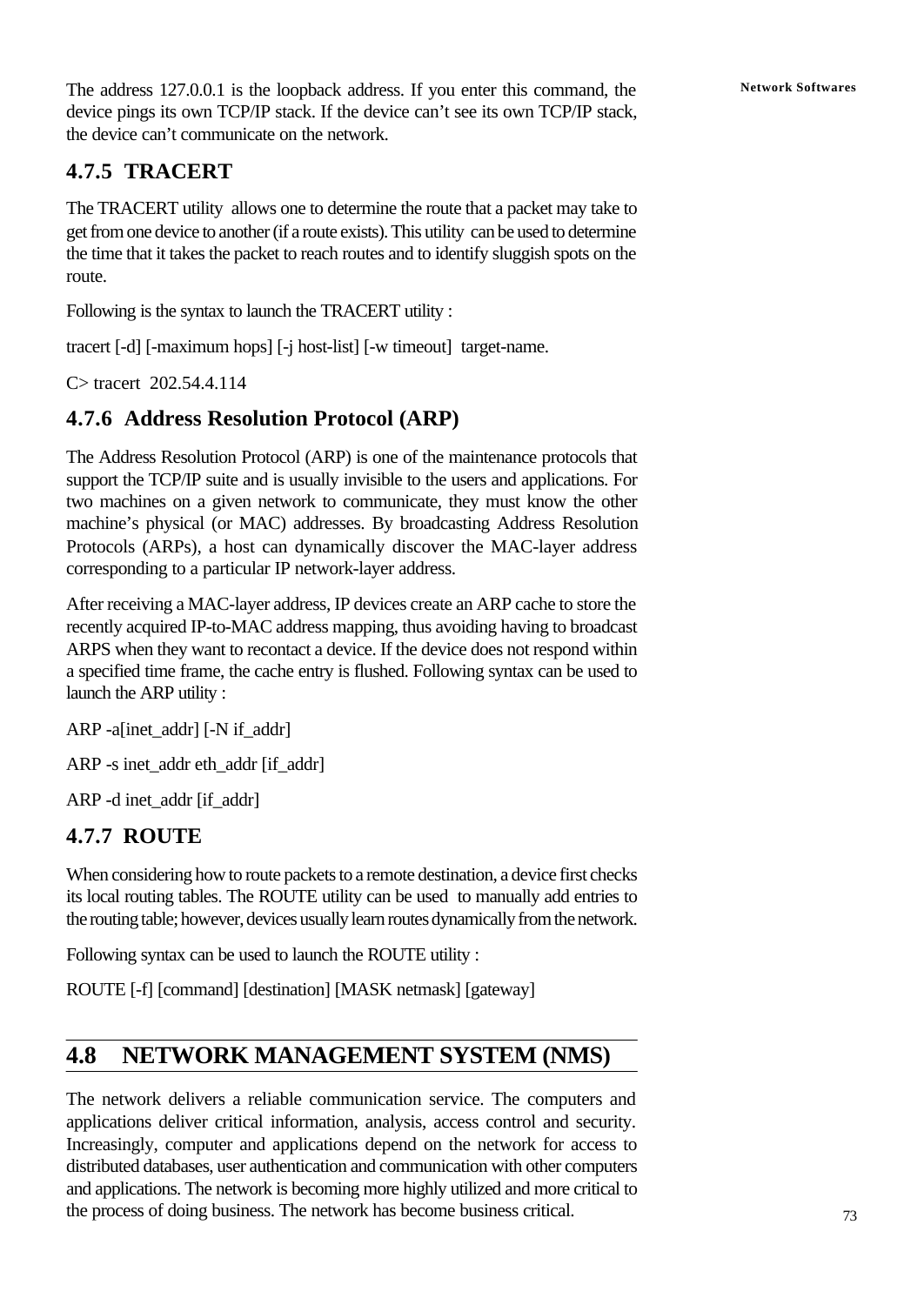The address 127.0.0.1 is the loopback address. If you enter this command, the device pings its own TCP/IP stack. If the device can't see its own TCP/IP stack, the device can't communicate on the network.

### 4.7.5 TRACERT

The TRACERT utility allows one to determine the route that a packet may take to get from one device to another (if a route exists). This utility can be used to determine the time that it takes the packet to reach routes and to identify sluggish spots on the route.

Following is the syntax to launch the TRACERT utility :

tracert [-d] [-maximum hops] [-j host-list] [-w timeout] target-name.

C> tracert 202.54.4.114

### 4.7.6 Address Resolution Protocol (ARP)

The Address Resolution Protocol (ARP) is one of the maintenance protocols that support the TCP/IP suite and is usually invisible to the users and applications. For two machines on a given network to communicate, they must know the other machine's physical (or MAC) addresses. By broadcasting Address Resolution Protocols (ARPs), a host can dynamically discover the MAC-layer address corresponding to a particular IP network-layer address.

After receiving a MAC-layer address, IP devices create an ARP cache to store the recently acquired IP-to-MAC address mapping, thus avoiding having to broadcast ARPS when they want to recontact a device. If the device does not respond within a specified time frame, the cache entry is flushed. Following syntax can be used to launch the ARP utility :

ARP -a[inet_addr] [-N if_addr]

ARP -s inet_addr eth_addr [if_addr]

ARP -d inet_addr [if_addr]

### 4.7.7 ROUTE

When considering how to route packets to a remote destination, a device first checks its local routing tables. The ROUTE utility can be used to manually add entries to the routing table; however, devices usually learn routes dynamically from the network.

Following syntax can be used to launch the ROUTE utility :

ROUTE [-f] [command] [destination] [MASK netmask] [gateway]

## 4.8 NETWORK MANAGEMENT SYSTEM (NMS)

The network delivers a reliable communication service. The computers and applications deliver critical information, analysis, access control and security. Increasingly, computer and applications depend on the network for access to distributed databases, user authentication and communication with other computers and applications. The network is becoming more highly utilized and more critical to the process of doing business. The network has become business critical.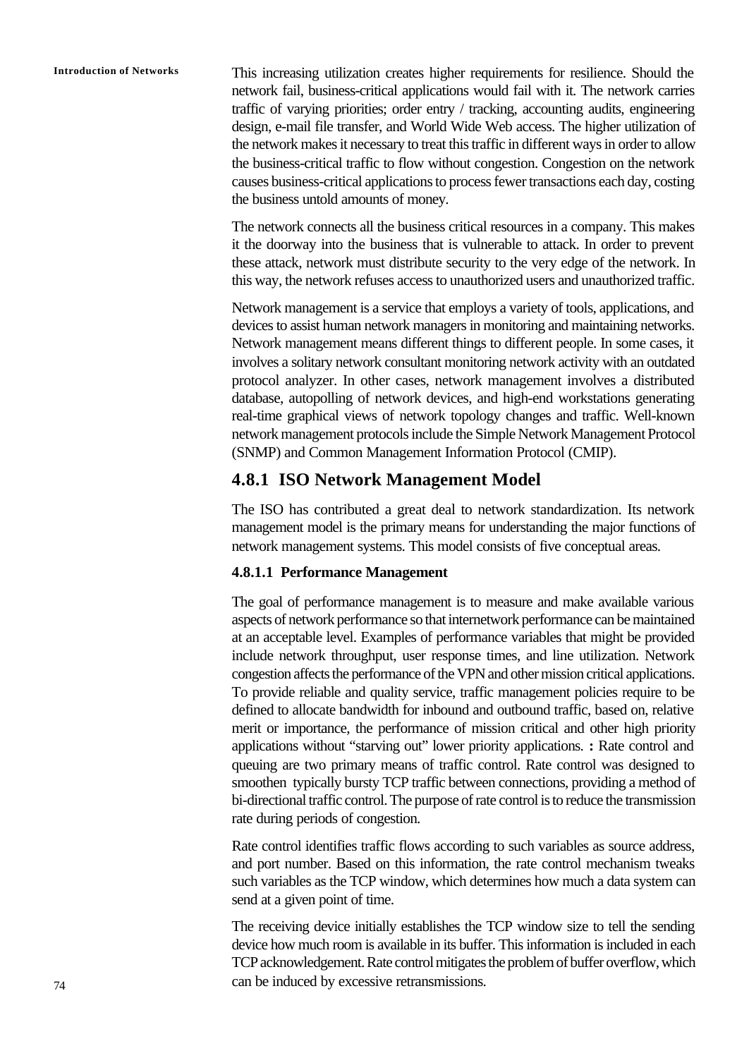This increasing utilization creates higher requirements for resilience. Should the network fail, business-critical applications would fail with it. The network carries traffic of varying priorities; order entry / tracking, accounting audits, engineering design, e-mail file transfer, and World Wide Web access. The higher utilization of the network makes it necessary to treat this traffic in different ways in order to allow the business-critical traffic to flow without congestion. Congestion on the network causes business-critical applications to process fewer transactions each day, costing the business untold amounts of money.

The network connects all the business critical resources in a company. This makes it the doorway into the business that is vulnerable to attack. In order to prevent these attack, network must distribute security to the very edge of the network. In this way, the network refuses access to unauthorized users and unauthorized traffic.

Network management is a service that employs a variety of tools, applications, and devices to assist human network managers in monitoring and maintaining networks. Network management means different things to different people. In some cases, it involves a solitary network consultant monitoring network activity with an outdated protocol analyzer. In other cases, network management involves a distributed database, autopolling of network devices, and high-end workstations generating real-time graphical views of network topology changes and traffic. Well-known network management protocols include the Simple Network Management Protocol (SNMP) and Common Management Information Protocol (CMIP).

## 4.8.1 ISO Network Management Model

The ISO has contributed a great deal to network standardization. Its network management model is the primary means for understanding the major functions of network management systems. This model consists of five conceptual areas.

### 4.8.1.1 Performance Management

The goal of performance management is to measure and make available various aspects of network performance so that internetwork performance can be maintained at an acceptable level. Examples of performance variables that might be provided include network throughput, user response times, and line utilization. Network congestion affects the performance of the VPN and other mission critical applications. To provide reliable and quality service, traffic management policies require to be defined to allocate bandwidth for inbound and outbound traffic, based on, relative merit or importance, the performance of mission critical and other high priority applications without "starving out" lower priority applications. **:** Rate control and queuing are two primary means of traffic control. Rate control was designed to smoothen typically bursty TCP traffic between connections, providing a method of bi-directional traffic control. The purpose of rate control is to reduce the transmission rate during periods of congestion.

Rate control identifies traffic flows according to such variables as source address, and port number. Based on this information, the rate control mechanism tweaks such variables as the TCP window, which determines how much a data system can send at a given point of time.

The receiving device initially establishes the TCP window size to tell the sending device how much room is available in its buffer. This information is included in each TCP acknowledgement. Rate control mitigates the problem of buffer overflow, which can be induced by excessive retransmissions.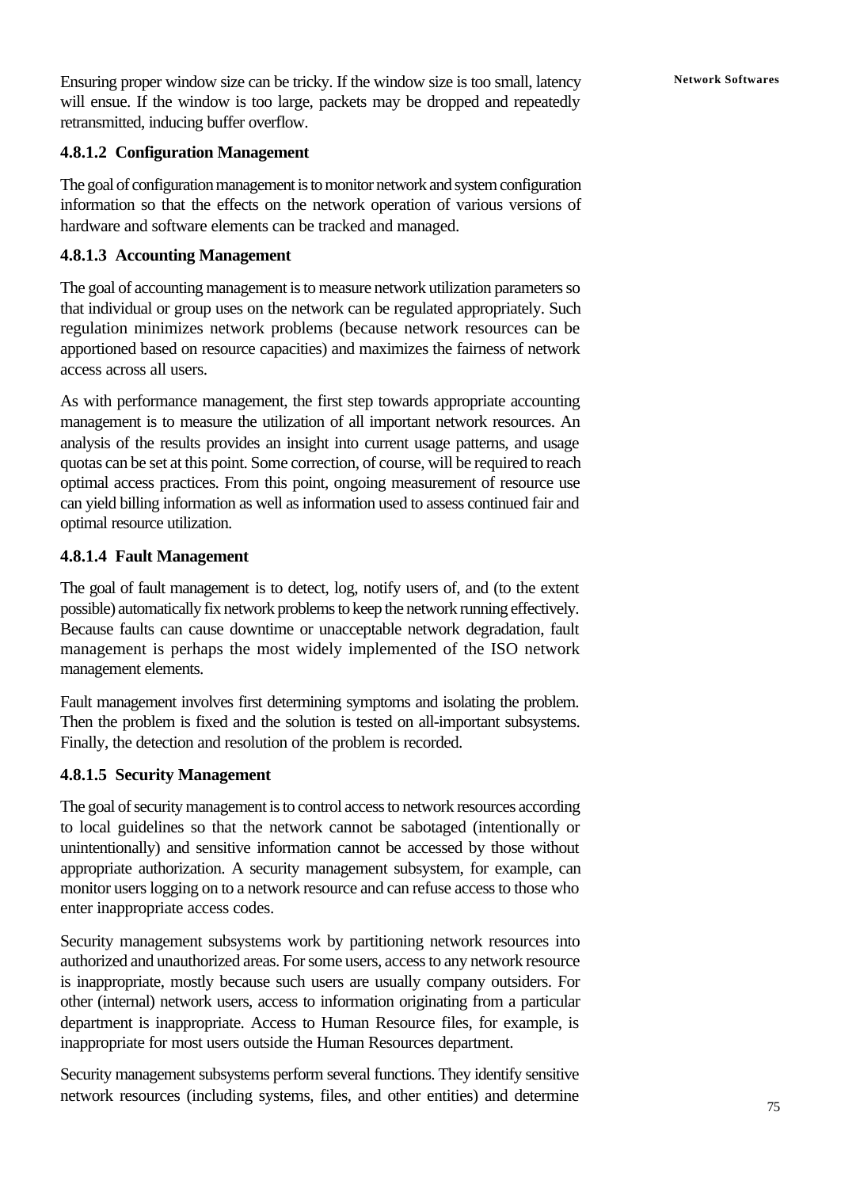Ensuring proper window size can be tricky. If the window size is too small, latency will ensue. If the window is too large, packets may be dropped and repeatedly retransmitted, inducing buffer overflow.

#### 4.8.1.2 Configuration Management

The goal of configuration management is to monitor network and system configuration information so that the effects on the network operation of various versions of hardware and software elements can be tracked and managed.

#### 4.8.1.3 Accounting Management

The goal of accounting management is to measure network utilization parameters so that individual or group uses on the network can be regulated appropriately. Such regulation minimizes network problems (because network resources can be apportioned based on resource capacities) and maximizes the fairness of network access across all users.

As with performance management, the first step towards appropriate accounting management is to measure the utilization of all important network resources. An analysis of the results provides an insight into current usage patterns, and usage quotas can be set at this point. Some correction, of course, will be required to reach optimal access practices. From this point, ongoing measurement of resource use can yield billing information as well as information used to assess continued fair and optimal resource utilization.

#### 4.8.1.4 Fault Management

The goal of fault management is to detect, log, notify users of, and (to the extent possible) automatically fix network problems to keep the network running effectively. Because faults can cause downtime or unacceptable network degradation, fault management is perhaps the most widely implemented of the ISO network management elements.

Fault management involves first determining symptoms and isolating the problem. Then the problem is fixed and the solution is tested on all-important subsystems. Finally, the detection and resolution of the problem is recorded.

#### 4.8.1.5 Security Management

The goal of security management is to control access to network resources according to local guidelines so that the network cannot be sabotaged (intentionally or unintentionally) and sensitive information cannot be accessed by those without appropriate authorization. A security management subsystem, for example, can monitor users logging on to a network resource and can refuse access to those who enter inappropriate access codes.

Security management subsystems work by partitioning network resources into authorized and unauthorized areas. For some users, access to any network resource is inappropriate, mostly because such users are usually company outsiders. For other (internal) network users, access to information originating from a particular department is inappropriate. Access to Human Resource files, for example, is inappropriate for most users outside the Human Resources department.

Security management subsystems perform several functions. They identify sensitive network resources (including systems, files, and other entities) and determine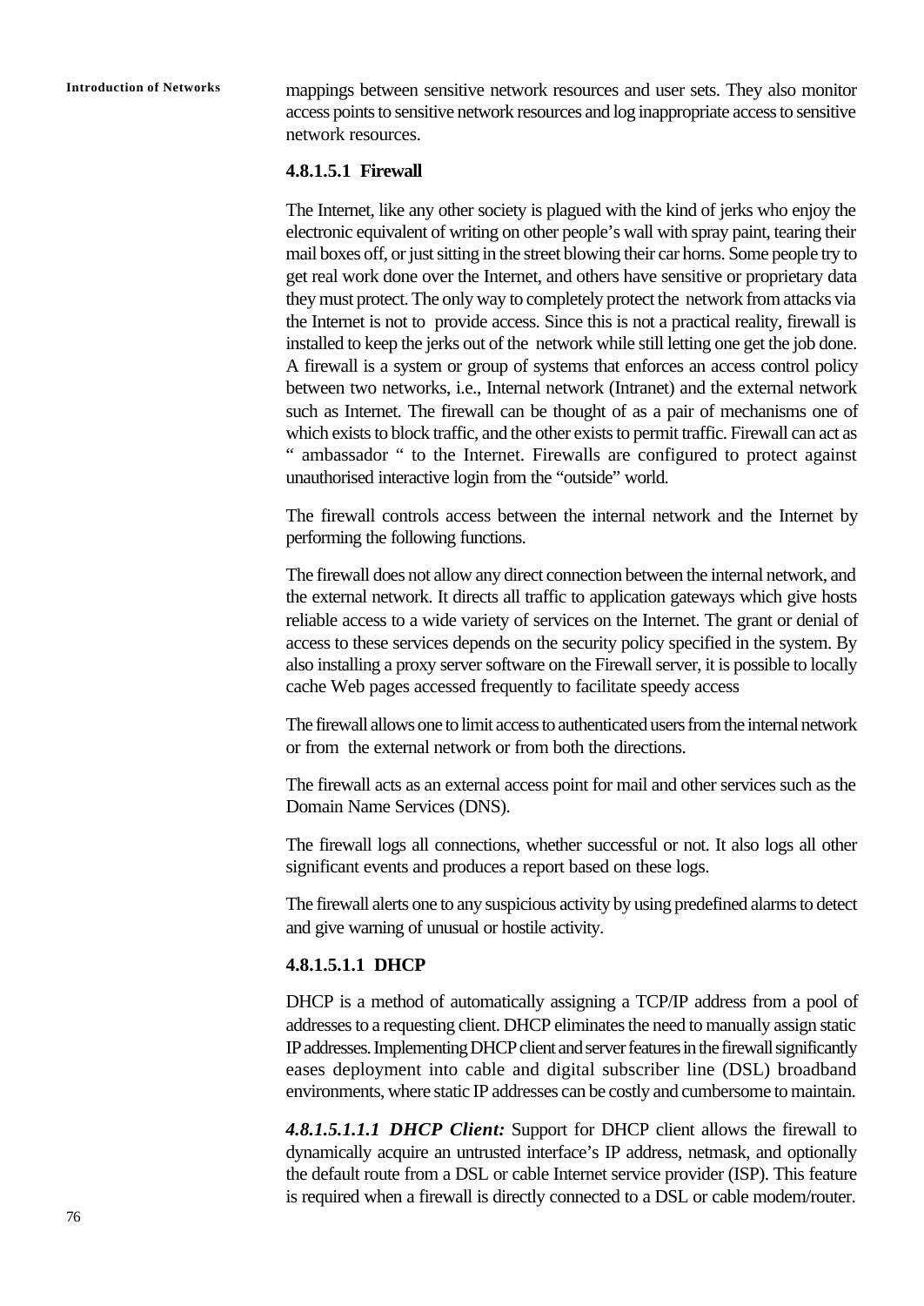mappings between sensitive network resources and user sets. They also monitor access points to sensitive network resources and log inappropriate access to sensitive network resources.

#### 4.8.1.5.1 Firewall

The Internet, like any other society is plagued with the kind of jerks who enjoy the electronic equivalent of writing on other people's wall with spray paint, tearing their mail boxes off, or just sitting in the street blowing their car horns. Some people try to get real work done over the Internet, and others have sensitive or proprietary data they must protect. The only way to completely protect the network from attacks via the Internet is not to provide access. Since this is not a practical reality, firewall is installed to keep the jerks out of the network while still letting one get the job done. A firewall is a system or group of systems that enforces an access control policy between two networks, i.e., Internal network (Intranet) and the external network such as Internet. The firewall can be thought of as a pair of mechanisms one of which exists to block traffic, and the other exists to permit traffic. Firewall can act as " ambassador " to the Internet. Firewalls are configured to protect against unauthorised interactive login from the "outside" world.

The firewall controls access between the internal network and the Internet by performing the following functions.

The firewall does not allow any direct connection between the internal network, and the external network. It directs all traffic to application gateways which give hosts reliable access to a wide variety of services on the Internet. The grant or denial of access to these services depends on the security policy specified in the system. By also installing a proxy server software on the Firewall server, it is possible to locally cache Web pages accessed frequently to facilitate speedy access

The firewall allows one to limit access to authenticated users from the internal network or from the external network or from both the directions.

The firewall acts as an external access point for mail and other services such as the Domain Name Services (DNS).

The firewall logs all connections, whether successful or not. It also logs all other significant events and produces a report based on these logs.

The firewall alerts one to any suspicious activity by using predefined alarms to detect and give warning of unusual or hostile activity.

##### 4.8.1.5.1.1 DHCP

DHCP is a method of automatically assigning a TCP/IP address from a pool of addresses to a requesting client. DHCP eliminates the need to manually assign static IP addresses. Implementing DHCP client and server features in the firewall significantly eases deployment into cable and digital subscriber line (DSL) broadband environments, where static IP addresses can be costly and cumbersome to maintain.

***4.8.1.5.1.1.1 DHCP Client:*** Support for DHCP client allows the firewall to dynamically acquire an untrusted interface's IP address, netmask, and optionally the default route from a DSL or cable Internet service provider (ISP). This feature is required when a firewall is directly connected to a DSL or cable modem/router.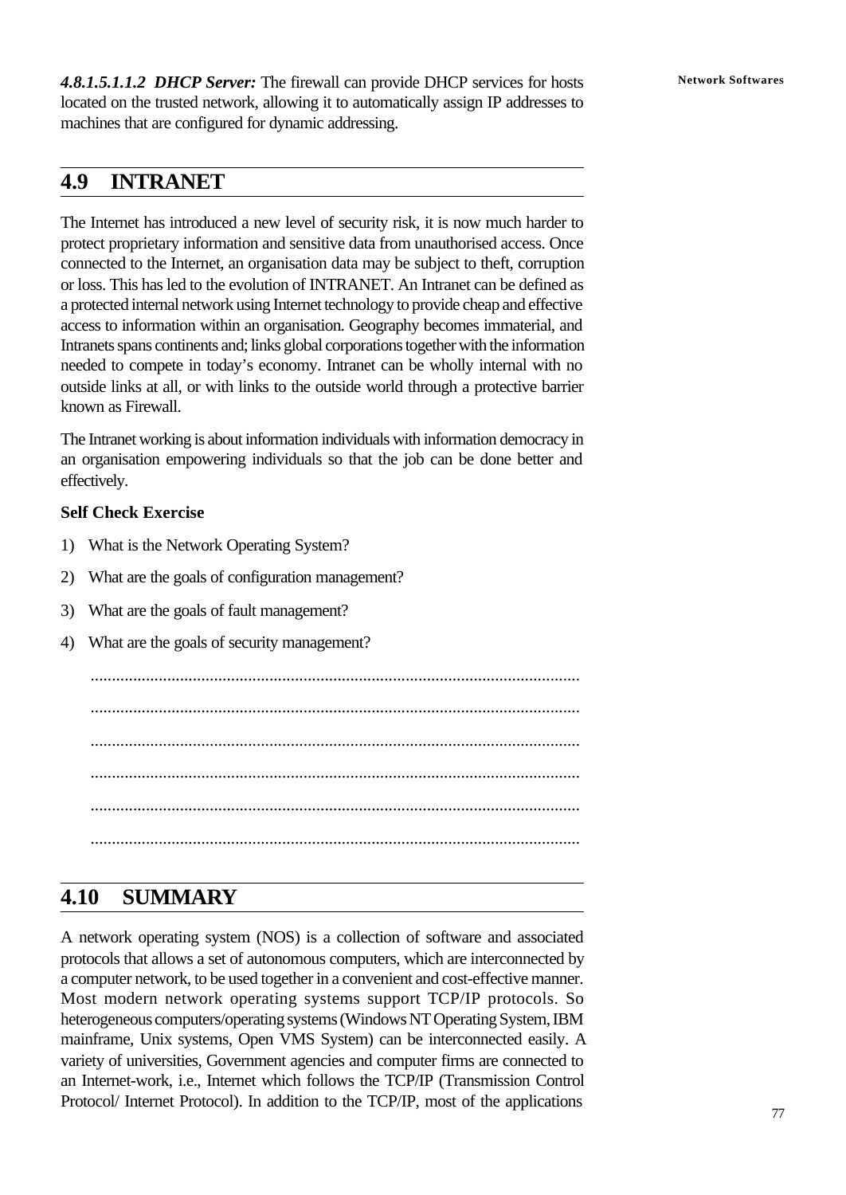***4.8.1.5.1.1.2 DHCP Server:*** The firewall can provide DHCP services for hosts located on the trusted network, allowing it to automatically assign IP addresses to machines that are configured for dynamic addressing.

## 4.9 INTRANET

The Internet has introduced a new level of security risk, it is now much harder to protect proprietary information and sensitive data from unauthorised access. Once connected to the Internet, an organisation data may be subject to theft, corruption or loss. This has led to the evolution of INTRANET. An Intranet can be defined as a protected internal network using Internet technology to provide cheap and effective access to information within an organisation. Geography becomes immaterial, and Intranets spans continents and; links global corporations together with the information needed to compete in today's economy. Intranet can be wholly internal with no outside links at all, or with links to the outside world through a protective barrier known as Firewall.

The Intranet working is about information individuals with information democracy in an organisation empowering individuals so that the job can be done better and effectively.

**Self Check Exercise**

1) What is the Network Operating System?
2) What are the goals of configuration management?
3) What are the goals of fault management?
4) What are the goals of security management?

..................................................................................................................

..................................................................................................................

..................................................................................................................

..................................................................................................................

..................................................................................................................

..................................................................................................................

## 4.10 SUMMARY

A network operating system (NOS) is a collection of software and associated protocols that allows a set of autonomous computers, which are interconnected by a computer network, to be used together in a convenient and cost-effective manner. Most modern network operating systems support TCP/IP protocols. So heterogeneous computers/operating systems (Windows NT Operating System, IBM mainframe, Unix systems, Open VMS System) can be interconnected easily. A variety of universities, Government agencies and computer firms are connected to an Internet-work, i.e., Internet which follows the TCP/IP (Transmission Control Protocol/ Internet Protocol). In addition to the TCP/IP, most of the applications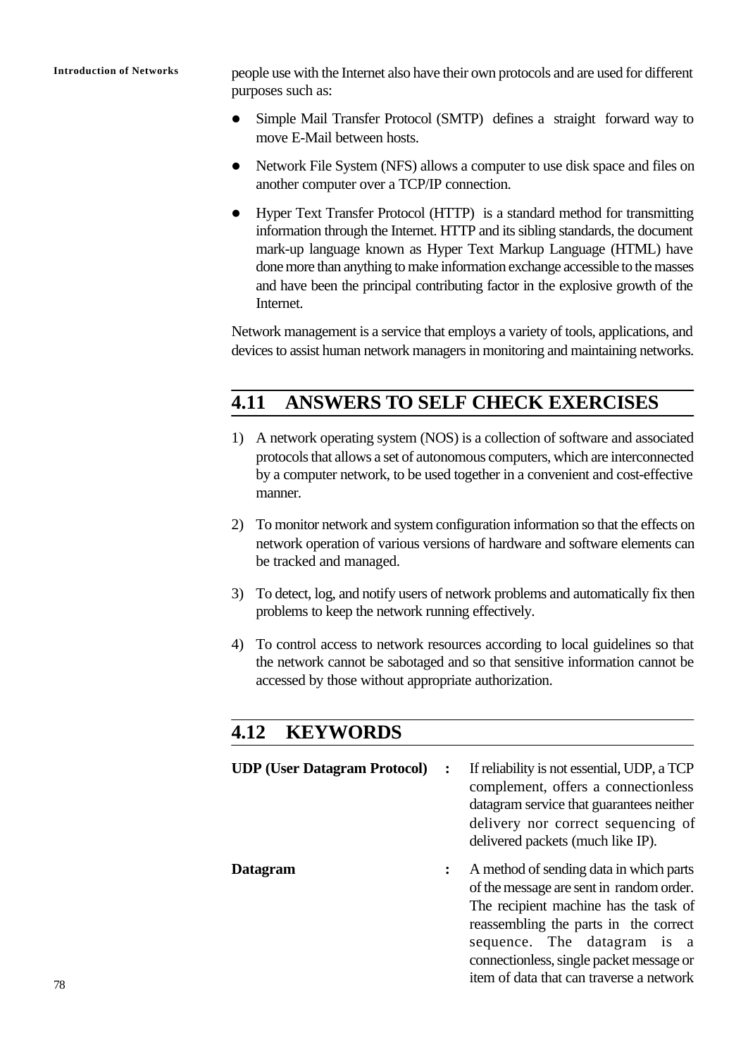people use with the Internet also have their own protocols and are used for different purposes such as:

- Simple Mail Transfer Protocol (SMTP) defines a straight forward way to move E-Mail between hosts.
- Network File System (NFS) allows a computer to use disk space and files on another computer over a TCP/IP connection.
- Hyper Text Transfer Protocol (HTTP) is a standard method for transmitting information through the Internet. HTTP and its sibling standards, the document mark-up language known as Hyper Text Markup Language (HTML) have done more than anything to make information exchange accessible to the masses and have been the principal contributing factor in the explosive growth of the Internet.

Network management is a service that employs a variety of tools, applications, and devices to assist human network managers in monitoring and maintaining networks.

## 4.11 ANSWERS TO SELF CHECK EXERCISES

1) A network operating system (NOS) is a collection of software and associated protocols that allows a set of autonomous computers, which are interconnected by a computer network, to be used together in a convenient and cost-effective manner.

2) To monitor network and system configuration information so that the effects on network operation of various versions of hardware and software elements can be tracked and managed.

3) To detect, log, and notify users of network problems and automatically fix then problems to keep the network running effectively.

4) To control access to network resources according to local guidelines so that the network cannot be sabotaged and so that sensitive information cannot be accessed by those without appropriate authorization.

## 4.12 KEYWORDS

**UDP (User Datagram Protocol)** : If reliability is not essential, UDP, a TCP complement, offers a connectionless datagram service that guarantees neither delivery nor correct sequencing of delivered packets (much like IP).

**Datagram** : A method of sending data in which parts of the message are sent in random order. The recipient machine has the task of reassembling the parts in the correct sequence. The datagram is a connectionless, single packet message or item of data that can traverse a network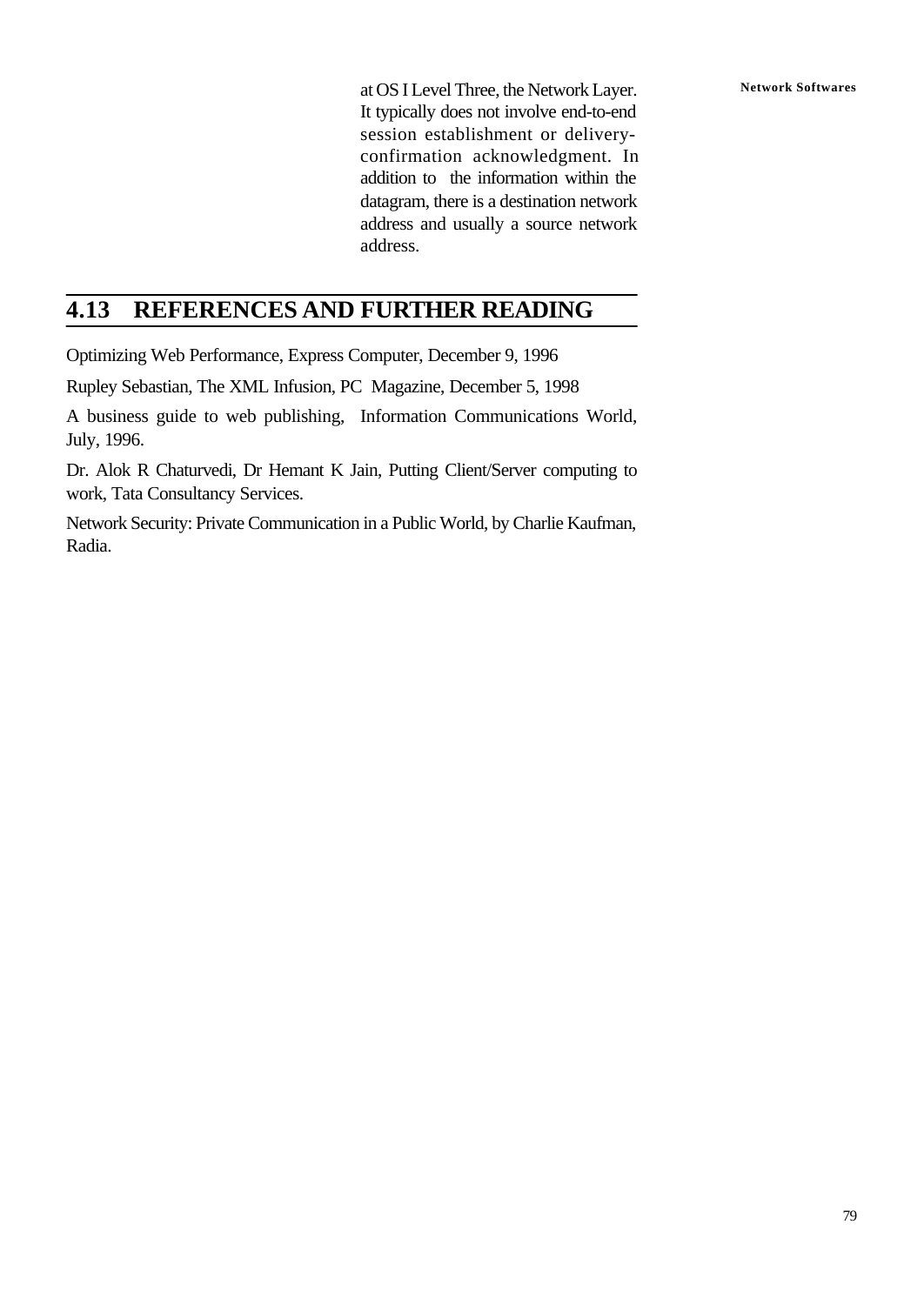at OS I Level Three, the Network Layer. It typically does not involve end-to-end session establishment or delivery-confirmation acknowledgment. In addition to the information within the datagram, there is a destination network address and usually a source network address.

## 4.13 REFERENCES AND FURTHER READING

Optimizing Web Performance, Express Computer, December 9, 1996

Rupley Sebastian, The XML Infusion, PC Magazine, December 5, 1998

A business guide to web publishing, Information Communications World, July, 1996.

Dr. Alok R Chaturvedi, Dr Hemant K Jain, Putting Client/Server computing to work, Tata Consultancy Services.

Network Security: Private Communication in a Public World, by Charlie Kaufman, Radia.